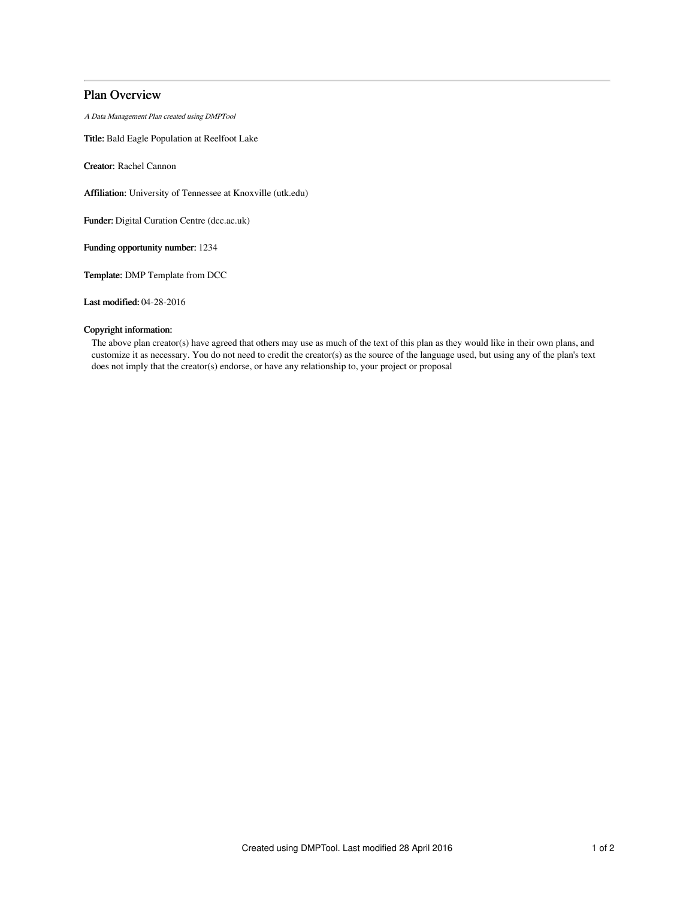# Plan Overview

*A Data Management Plan created using DMPTool*

**Title:** Bald Eagle Population at Reelfoot Lake

**Creator:** Rachel Cannon

**Affiliation:** University of Tennessee at Knoxville (utk.edu)

**Funder:** Digital Curation Centre (dcc.ac.uk)

**Funding opportunity number:** 1234

**Template:** DMP Template from DCC

**Last modified:** 04-28-2016

**Copyright information:**

The above plan creator(s) have agreed that others may use as much of the text of this plan as they would like in their own plans, and customize it as necessary. You do not need to credit the creator(s) as the source of the language used, but using any of the plan's text does not imply that the creator(s) endorse, or have any relationship to, your project or proposal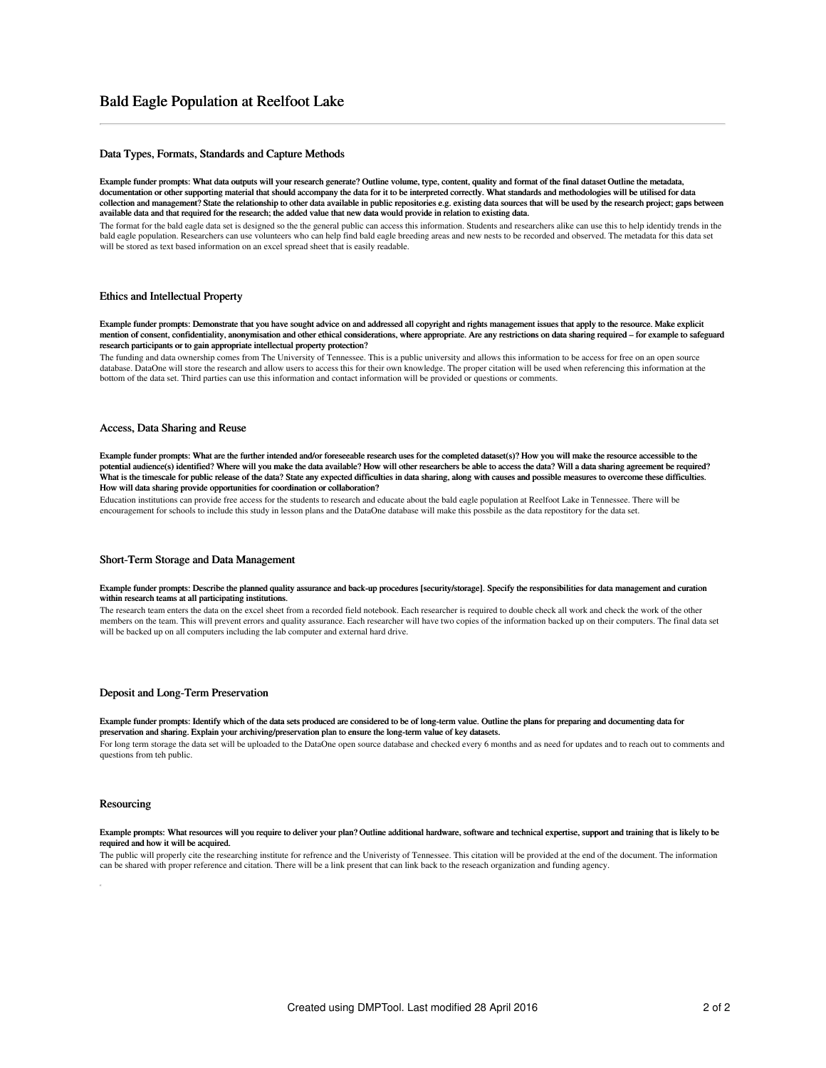# Bald Eagle Population at Reelfoot Lake

## Data Types, Formats, Standards and Capture Methods

**Example funder prompts: What data outputs will your research generate? Outline volume, type, content, quality and format of the final dataset Outline the metadata, documentation or other supporting material that should accompany the data for it to be interpreted correctly. What standards and methodologies will be utilised for data collection and management? State the relationship to other data available in public repositories e.g. existing data sources that will be used by the research project; gaps between available data and that required for the research; the added value that new data would provide in relation to existing data.**

The format for the bald eagle data set is designed so the the general public can access this information. Students and researchers alike can use this to help identidy trends in the bald eagle population. Researchers can use volunteers who can help find bald eagle breeding areas and new nests to be recorded and observed. The metadata for this data set will be stored as text based information on an excel spread sheet that is easily readable.

## Ethics and Intellectual Property

**Example funder prompts: Demonstrate that you have sought advice on and addressed all copyright and rights management issues that apply to the resource. Make explicit mention of consent, confidentiality, anonymisation and other ethical considerations, where appropriate. Are any restrictions on data sharing required – for example to safeguard research participants or to gain appropriate intellectual property protection?**

The funding and data ownership comes from The University of Tennessee. This is a public university and allows this information to be access for free on an open source database. DataOne will store the research and allow users to access this for their own knowledge. The proper citation will be used when referencing this information at the bottom of the data set. Third parties can use this information and contact information will be provided or questions or comments.

## Access, Data Sharing and Reuse

**Example funder prompts: What are the further intended and/or foreseeable research uses for the completed dataset(s)? How you will make the resource accessible to the potential audience(s) identified? Where will you make the data available? How will other researchers be able to access the data? Will a data sharing agreement be required? What is the timescale for public release of the data? State any expected difficulties in data sharing, along with causes and possible measures to overcome these difficulties. How will data sharing provide opportunities for coordination or collaboration?**

Education institutions can provide free access for the students to research and educate about the bald eagle population at Reelfoot Lake in Tennessee. There will be encouragement for schools to include this study in lesson plans and the DataOne database will make this possbile as the data repostitory for the data set.

## Short-Term Storage and Data Management

**Example funder prompts: Describe the planned quality assurance and back-up procedures [security/storage]. Specify the responsibilities for data management and curation within research teams at all participating institutions.**

The research team enters the data on the excel sheet from a recorded field notebook. Each researcher is required to double check all work and check the work of the other members on the team. This will prevent errors and quality assurance. Each researcher will have two copies of the information backed up on their computers. The final data set will be backed up on all computers including the lab computer and external hard drive.

## Deposit and Long-Term Preservation

**Example funder prompts: Identify which of the data sets produced are considered to be of long-term value. Outline the plans for preparing and documenting data for preservation and sharing. Explain your archiving/preservation plan to ensure the long-term value of key datasets.**

For long term storage the data set will be uploaded to the DataOne open source database and checked every 6 months and as need for updates and to reach out to comments and questions from teh public.

## Resourcing

**Example prompts: What resources will you require to deliver your plan? Outline additional hardware, software and technical expertise, support and training that is likely to be required and how it will be acquired.**

The public will properly cite the researching institute for refrence and the Univeristy of Tennessee. This citation will be provided at the end of the document. The information can be shared with proper reference and citation. There will be a link present that can link back to the reseach organization and funding agency.